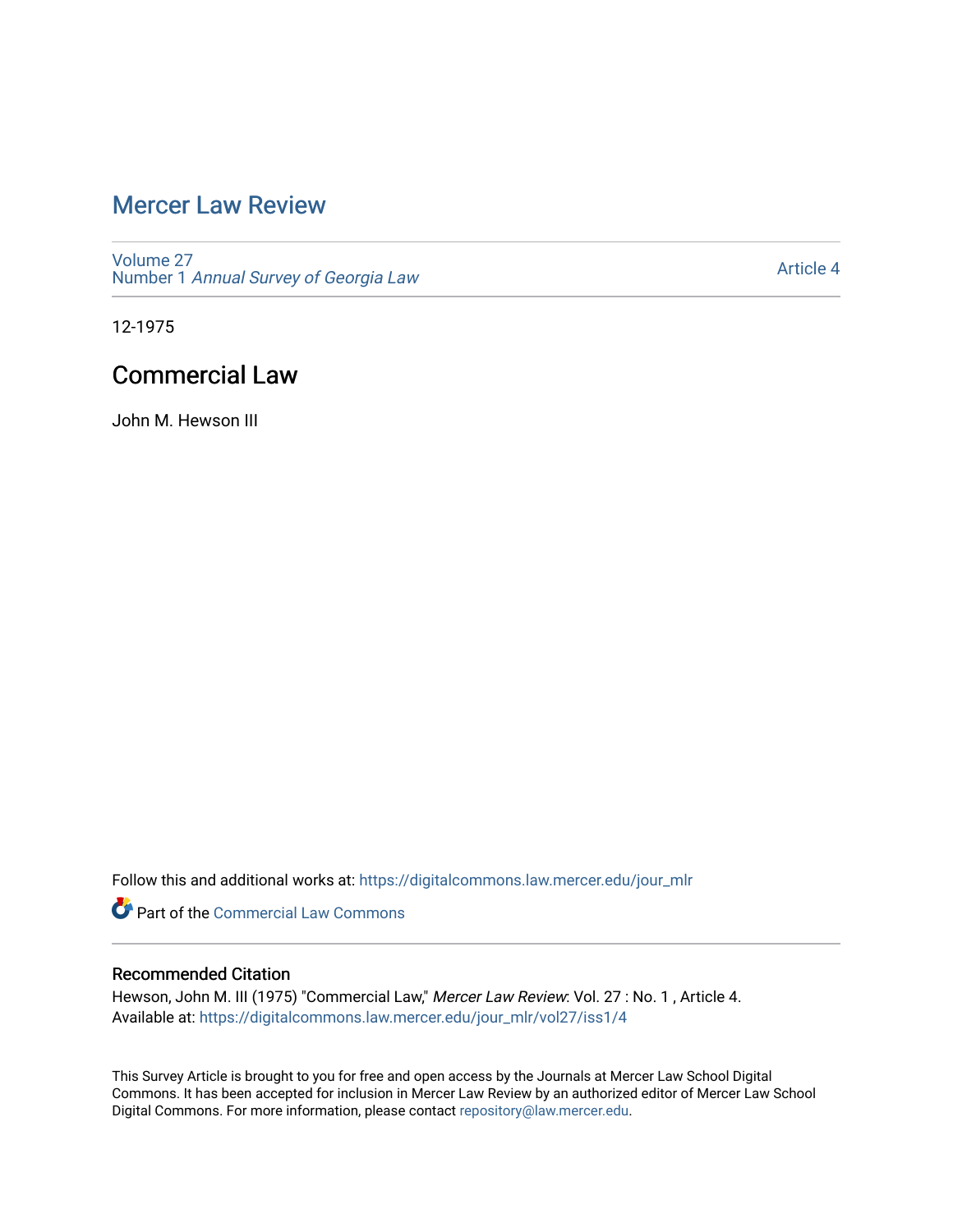# Mercer Law Review

Volume 27
Number 1 *Annual Survey of Georgia Law*

Article 4

12-1975

## Commercial Law

John M. Hewson III

Follow this and additional works at: https://digitalcommons.law.mercer.edu/jour_mlr

Part of the Commercial Law Commons

### Recommended Citation

Hewson, John M. III (1975) "Commercial Law," *Mercer Law Review*: Vol. 27 : No. 1 , Article 4.
Available at: https://digitalcommons.law.mercer.edu/jour_mlr/vol27/iss1/4

This Survey Article is brought to you for free and open access by the Journals at Mercer Law School Digital Commons. It has been accepted for inclusion in Mercer Law Review by an authorized editor of Mercer Law School Digital Commons. For more information, please contact repository@law.mercer.edu.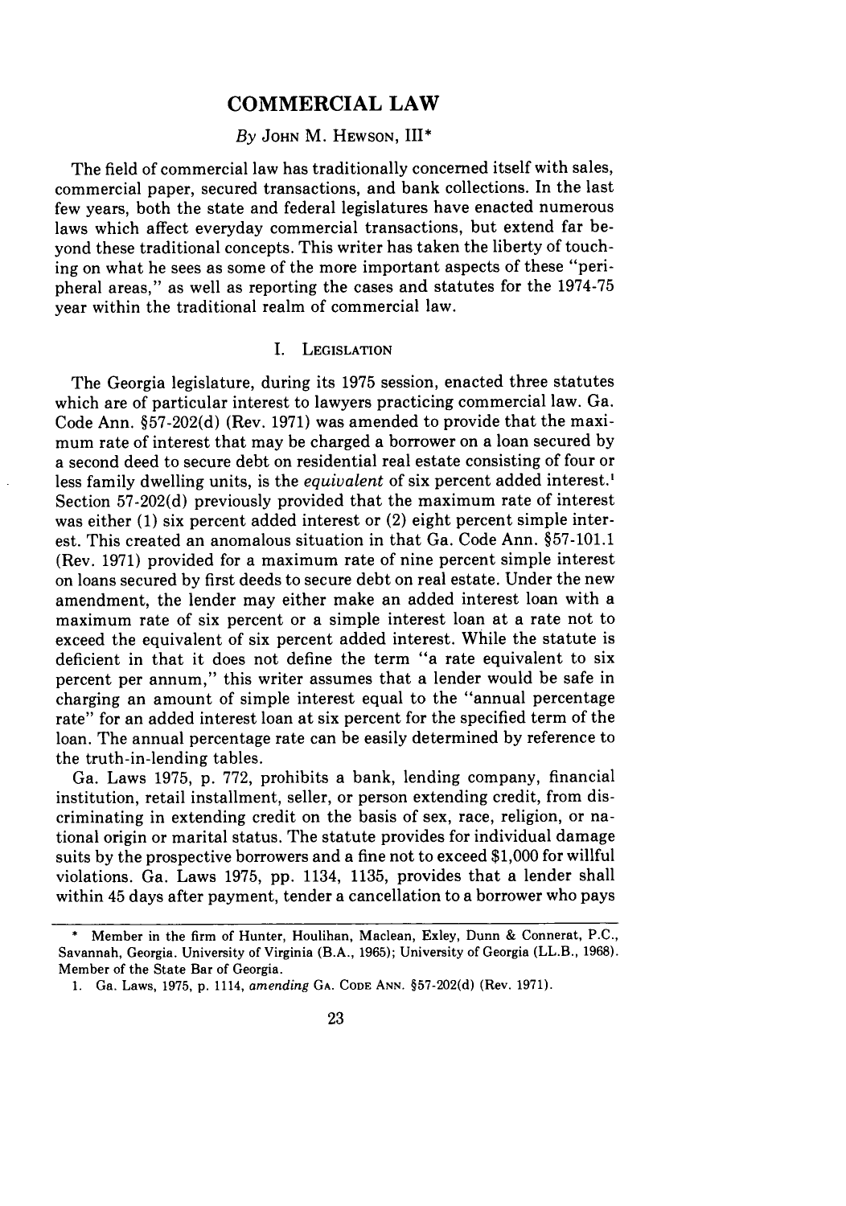# COMMERCIAL LAW

*By* John M. Hewson, III*

The field of commercial law has traditionally concerned itself with sales, commercial paper, secured transactions, and bank collections. In the last few years, both the state and federal legislatures have enacted numerous laws which affect everyday commercial transactions, but extend far beyond these traditional concepts. This writer has taken the liberty of touching on what he sees as some of the more important aspects of these "peripheral areas," as well as reporting the cases and statutes for the 1974-75 year within the traditional realm of commercial law.

## I. Legislation

The Georgia legislature, during its 1975 session, enacted three statutes which are of particular interest to lawyers practicing commercial law. Ga. Code Ann. §57-202(d) (Rev. 1971) was amended to provide that the maximum rate of interest that may be charged a borrower on a loan secured by a second deed to secure debt on residential real estate consisting of four or less family dwelling units, is the *equivalent* of six percent added interest.[1] Section 57-202(d) previously provided that the maximum rate of interest was either (1) six percent added interest or (2) eight percent simple interest. This created an anomalous situation in that Ga. Code Ann. §57-101.1 (Rev. 1971) provided for a maximum rate of nine percent simple interest on loans secured by first deeds to secure debt on real estate. Under the new amendment, the lender may either make an added interest loan with a maximum rate of six percent or a simple interest loan at a rate not to exceed the equivalent of six percent added interest. While the statute is deficient in that it does not define the term "a rate equivalent to six percent per annum," this writer assumes that a lender would be safe in charging an amount of simple interest equal to the "annual percentage rate" for an added interest loan at six percent for the specified term of the loan. The annual percentage rate can be easily determined by reference to the truth-in-lending tables.

Ga. Laws 1975, p. 772, prohibits a bank, lending company, financial institution, retail installment, seller, or person extending credit, from discriminating in extending credit on the basis of sex, race, religion, or national origin or marital status. The statute provides for individual damage suits by the prospective borrowers and a fine not to exceed $1,000 for willful violations. Ga. Laws 1975, pp. 1134, 1135, provides that a lender shall within 45 days after payment, tender a cancellation to a borrower who pays

---

\* Member in the firm of Hunter, Houlihan, Maclean, Exley, Dunn & Connerat, P.C., Savannah, Georgia. University of Virginia (B.A., 1965); University of Georgia (LL.B., 1968). Member of the State Bar of Georgia.

1. Ga. Laws, 1975, p. 1114, *amending* Ga. Code Ann. §57-202(d) (Rev. 1971).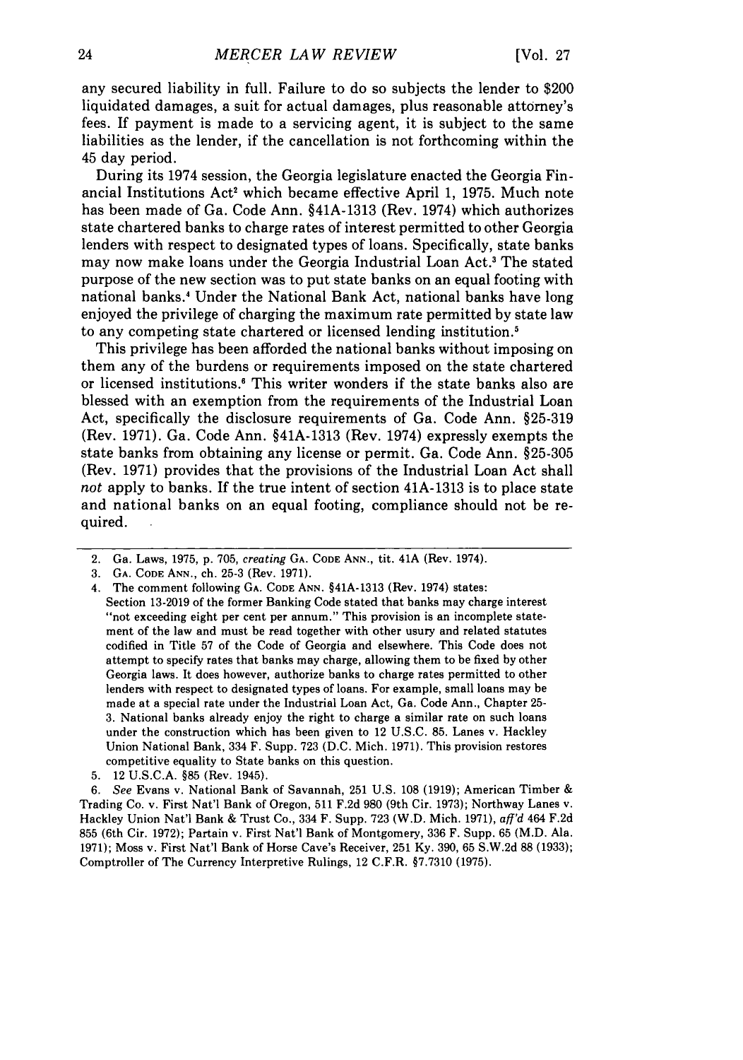any secured liability in full. Failure to do so subjects the lender to $200 liquidated damages, a suit for actual damages, plus reasonable attorney's fees. If payment is made to a servicing agent, it is subject to the same liabilities as the lender, if the cancellation is not forthcoming within the 45 day period.

During its 1974 session, the Georgia legislature enacted the Georgia Financial Institutions Act[2] which became effective April 1, 1975. Much note has been made of Ga. Code Ann. §41A-1313 (Rev. 1974) which authorizes state chartered banks to charge rates of interest permitted to other Georgia lenders with respect to designated types of loans. Specifically, state banks may now make loans under the Georgia Industrial Loan Act.[3] The stated purpose of the new section was to put state banks on an equal footing with national banks.[4] Under the National Bank Act, national banks have long enjoyed the privilege of charging the maximum rate permitted by state law to any competing state chartered or licensed lending institution.[5]

This privilege has been afforded the national banks without imposing on them any of the burdens or requirements imposed on the state chartered or licensed institutions.[6] This writer wonders if the state banks also are blessed with an exemption from the requirements of the Industrial Loan Act, specifically the disclosure requirements of Ga. Code Ann. §25-319 (Rev. 1971). Ga. Code Ann. §41A-1313 (Rev. 1974) expressly exempts the state banks from obtaining any license or permit. Ga. Code Ann. §25-305 (Rev. 1971) provides that the provisions of the Industrial Loan Act shall *not* apply to banks. If the true intent of section 41A-1313 is to place state and national banks on an equal footing, compliance should not be required.

---

2. Ga. Laws, 1975, p. 705, *creating* GA. CODE ANN., tit. 41A (Rev. 1974).
3. GA. CODE ANN., ch. 25-3 (Rev. 1971).
4. The comment following GA. CODE ANN. §41A-1313 (Rev. 1974) states:
Section 13-2019 of the former Banking Code stated that banks may charge interest "not exceeding eight per cent per annum." This provision is an incomplete statement of the law and must be read together with other usury and related statutes codified in Title 57 of the Code of Georgia and elsewhere. This Code does not attempt to specify rates that banks may charge, allowing them to be fixed by other Georgia laws. It does however, authorize banks to charge rates permitted to other lenders with respect to designated types of loans. For example, small loans may be made at a special rate under the Industrial Loan Act, Ga. Code Ann., Chapter 25-3. National banks already enjoy the right to charge a similar rate on such loans under the construction which has been given to 12 U.S.C. 85. Lanes v. Hackley Union National Bank, 334 F. Supp. 723 (D.C. Mich. 1971). This provision restores competitive equality to State banks on this question.
5. 12 U.S.C.A. §85 (Rev. 1945).
6. *See* Evans v. National Bank of Savannah, 251 U.S. 108 (1919); American Timber & Trading Co. v. First Nat'l Bank of Oregon, 511 F.2d 980 (9th Cir. 1973); Northway Lanes v. Hackley Union Nat'l Bank & Trust Co., 334 F. Supp. 723 (W.D. Mich. 1971), *aff'd* 464 F.2d 855 (6th Cir. 1972); Partain v. First Nat'l Bank of Montgomery, 336 F. Supp. 65 (M.D. Ala. 1971); Moss v. First Nat'l Bank of Horse Cave's Receiver, 251 Ky. 390, 65 S.W.2d 88 (1933); Comptroller of The Currency Interpretive Rulings, 12 C.F.R. §7.7310 (1975).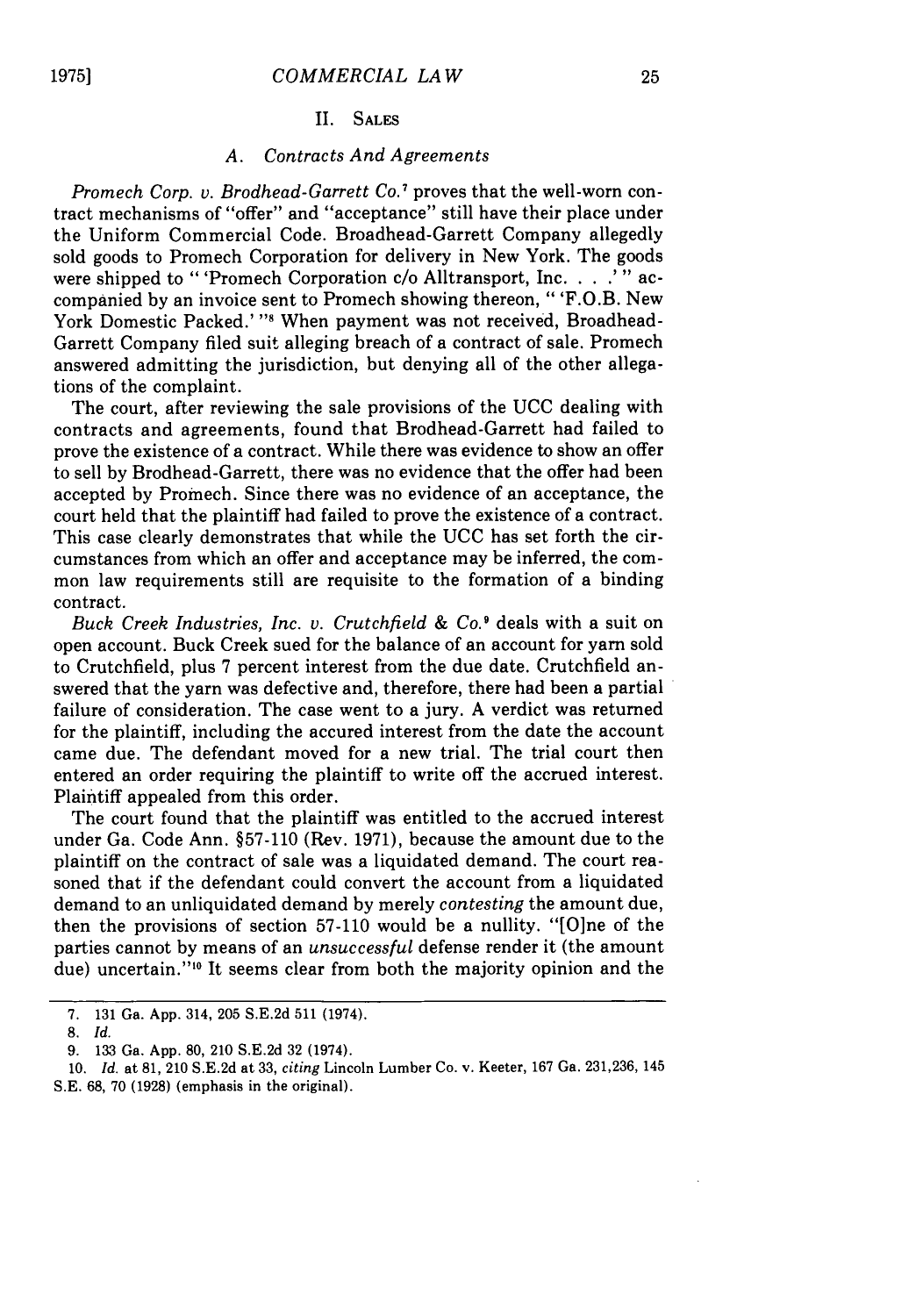## II. Sales

### A. Contracts And Agreements

*Promech Corp. v. Brodhead-Garrett Co.*[7] proves that the well-worn contract mechanisms of "offer" and "acceptance" still have their place under the Uniform Commercial Code. Broadhead-Garrett Company allegedly sold goods to Promech Corporation for delivery in New York. The goods were shipped to " 'Promech Corporation c/o Alltransport, Inc. . . .' " accompanied by an invoice sent to Promech showing thereon, " 'F.O.B. New York Domestic Packed.' "[8] When payment was not received, Broadhead-Garrett Company filed suit alleging breach of a contract of sale. Promech answered admitting the jurisdiction, but denying all of the other allegations of the complaint.

The court, after reviewing the sale provisions of the UCC dealing with contracts and agreements, found that Brodhead-Garrett had failed to prove the existence of a contract. While there was evidence to show an offer to sell by Brodhead-Garrett, there was no evidence that the offer had been accepted by Promech. Since there was no evidence of an acceptance, the court held that the plaintiff had failed to prove the existence of a contract. This case clearly demonstrates that while the UCC has set forth the circumstances from which an offer and acceptance may be inferred, the common law requirements still are requisite to the formation of a binding contract.

*Buck Creek Industries, Inc. v. Crutchfield & Co.*[9] deals with a suit on open account. Buck Creek sued for the balance of an account for yarn sold to Crutchfield, plus 7 percent interest from the due date. Crutchfield answered that the yarn was defective and, therefore, there had been a partial failure of consideration. The case went to a jury. A verdict was returned for the plaintiff, including the accured interest from the date the account came due. The defendant moved for a new trial. The trial court then entered an order requiring the plaintiff to write off the accrued interest. Plaintiff appealed from this order.

The court found that the plaintiff was entitled to the accrued interest under Ga. Code Ann. §57-110 (Rev. 1971), because the amount due to the plaintiff on the contract of sale was a liquidated demand. The court reasoned that if the defendant could convert the account from a liquidated demand to an unliquidated demand by merely *contesting* the amount due, then the provisions of section 57-110 would be a nullity. "[O]ne of the parties cannot by means of an *unsuccessful* defense render it (the amount due) uncertain."[10] It seems clear from both the majority opinion and the

---

7. 131 Ga. App. 314, 205 S.E.2d 511 (1974).

8. *Id.*

9. 133 Ga. App. 80, 210 S.E.2d 32 (1974).

10. *Id.* at 81, 210 S.E.2d at 33, *citing* Lincoln Lumber Co. v. Keeter, 167 Ga. 231,236, 145 S.E. 68, 70 (1928) (emphasis in the original).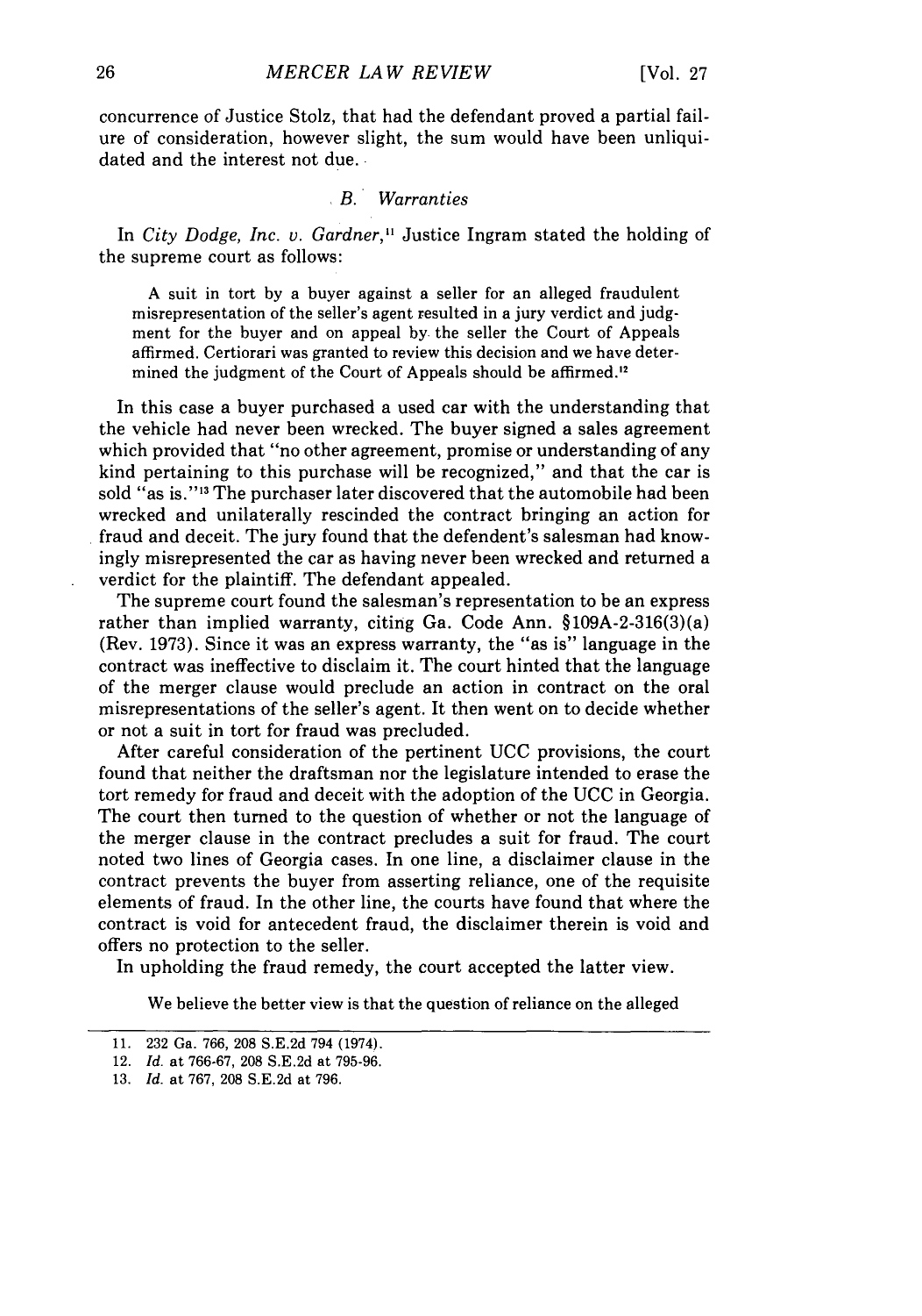concurrence of Justice Stolz, that had the defendant proved a partial failure of consideration, however slight, the sum would have been unliquidated and the interest not due.

### B. Warranties

In *City Dodge, Inc. v. Gardner*,[11] Justice Ingram stated the holding of the supreme court as follows:

> A suit in tort by a buyer against a seller for an alleged fraudulent misrepresentation of the seller's agent resulted in a jury verdict and judgment for the buyer and on appeal by the seller the Court of Appeals affirmed. Certiorari was granted to review this decision and we have determined the judgment of the Court of Appeals should be affirmed.[12]

In this case a buyer purchased a used car with the understanding that the vehicle had never been wrecked. The buyer signed a sales agreement which provided that "no other agreement, promise or understanding of any kind pertaining to this purchase will be recognized," and that the car is sold "as is."[13] The purchaser later discovered that the automobile had been wrecked and unilaterally rescinded the contract bringing an action for fraud and deceit. The jury found that the defendent's salesman had knowingly misrepresented the car as having never been wrecked and returned a verdict for the plaintiff. The defendant appealed.

The supreme court found the salesman's representation to be an express rather than implied warranty, citing Ga. Code Ann. §109A-2-316(3)(a) (Rev. 1973). Since it was an express warranty, the "as is" language in the contract was ineffective to disclaim it. The court hinted that the language of the merger clause would preclude an action in contract on the oral misrepresentations of the seller's agent. It then went on to decide whether or not a suit in tort for fraud was precluded.

After careful consideration of the pertinent UCC provisions, the court found that neither the draftsman nor the legislature intended to erase the tort remedy for fraud and deceit with the adoption of the UCC in Georgia. The court then turned to the question of whether or not the language of the merger clause in the contract precludes a suit for fraud. The court noted two lines of Georgia cases. In one line, a disclaimer clause in the contract prevents the buyer from asserting reliance, one of the requisite elements of fraud. In the other line, the courts have found that where the contract is void for antecedent fraud, the disclaimer therein is void and offers no protection to the seller.

In upholding the fraud remedy, the court accepted the latter view.

> We believe the better view is that the question of reliance on the alleged

---

11. 232 Ga. 766, 208 S.E.2d 794 (1974).
12. *Id.* at 766-67, 208 S.E.2d at 795-96.
13. *Id.* at 767, 208 S.E.2d at 796.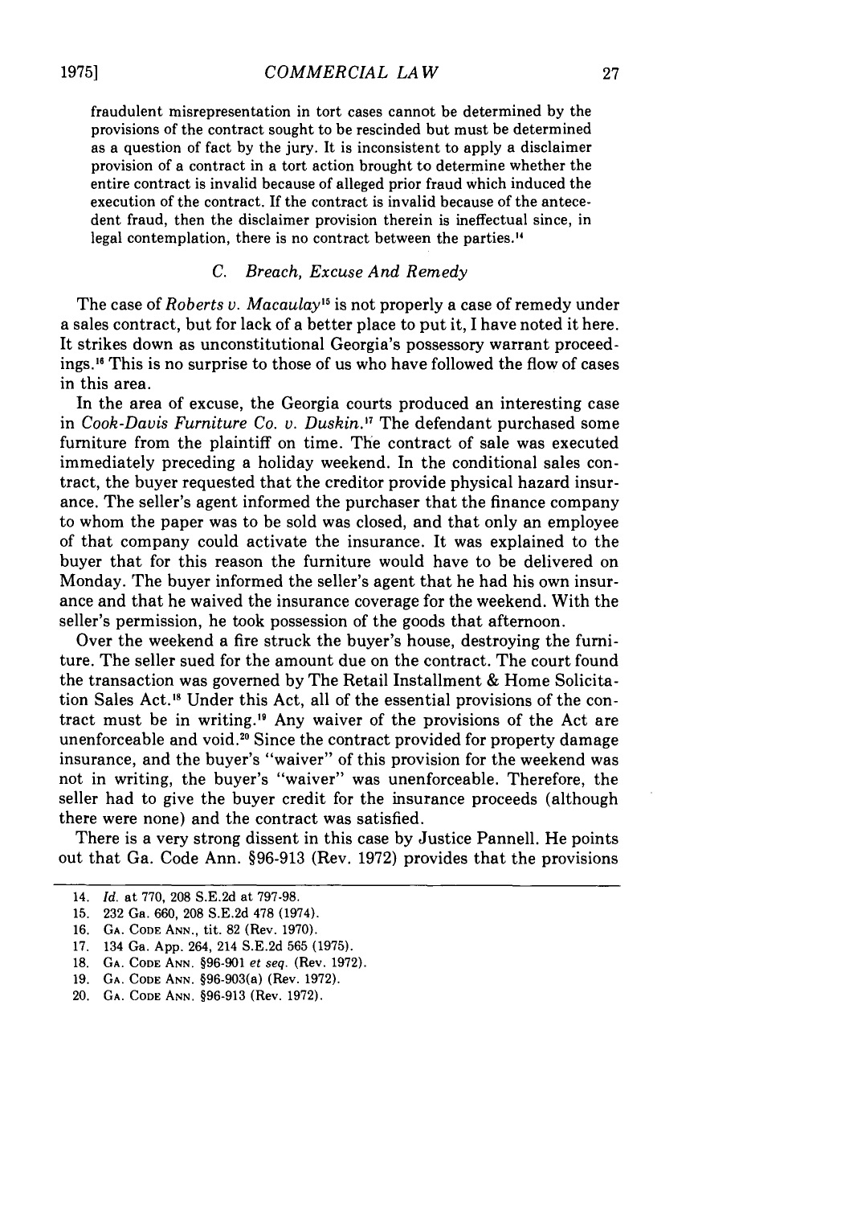fraudulent misrepresentation in tort cases cannot be determined by the provisions of the contract sought to be rescinded but must be determined as a question of fact by the jury. It is inconsistent to apply a disclaimer provision of a contract in a tort action brought to determine whether the entire contract is invalid because of alleged prior fraud which induced the execution of the contract. If the contract is invalid because of the antecedent fraud, then the disclaimer provision therein is ineffectual since, in legal contemplation, there is no contract between the parties.[14]

### C. *Breach, Excuse And Remedy*

The case of *Roberts v. Macaulay*[15] is not properly a case of remedy under a sales contract, but for lack of a better place to put it, I have noted it here. It strikes down as unconstitutional Georgia's possessory warrant proceedings.[16] This is no surprise to those of us who have followed the flow of cases in this area.

In the area of excuse, the Georgia courts produced an interesting case in *Cook-Davis Furniture Co. v. Duskin.*[17] The defendant purchased some furniture from the plaintiff on time. The contract of sale was executed immediately preceding a holiday weekend. In the conditional sales contract, the buyer requested that the creditor provide physical hazard insurance. The seller's agent informed the purchaser that the finance company to whom the paper was to be sold was closed, and that only an employee of that company could activate the insurance. It was explained to the buyer that for this reason the furniture would have to be delivered on Monday. The buyer informed the seller's agent that he had his own insurance and that he waived the insurance coverage for the weekend. With the seller's permission, he took possession of the goods that afternoon.

Over the weekend a fire struck the buyer's house, destroying the furniture. The seller sued for the amount due on the contract. The court found the transaction was governed by The Retail Installment & Home Solicitation Sales Act.[18] Under this Act, all of the essential provisions of the contract must be in writing.[19] Any waiver of the provisions of the Act are unenforceable and void.[20] Since the contract provided for property damage insurance, and the buyer's "waiver" of this provision for the weekend was not in writing, the buyer's "waiver" was unenforceable. Therefore, the seller had to give the buyer credit for the insurance proceeds (although there were none) and the contract was satisfied.

There is a very strong dissent in this case by Justice Pannell. He points out that Ga. Code Ann. §96-913 (Rev. 1972) provides that the provisions

---

14. *Id.* at 770, 208 S.E.2d at 797-98.
15. 232 Ga. 660, 208 S.E.2d 478 (1974).
16. GA. CODE ANN., tit. 82 (Rev. 1970).
17. 134 Ga. App. 264, 214 S.E.2d 565 (1975).
18. GA. CODE ANN. §96-901 *et seq.* (Rev. 1972).
19. GA. CODE ANN. §96-903(a) (Rev. 1972).
20. GA. CODE ANN. §96-913 (Rev. 1972).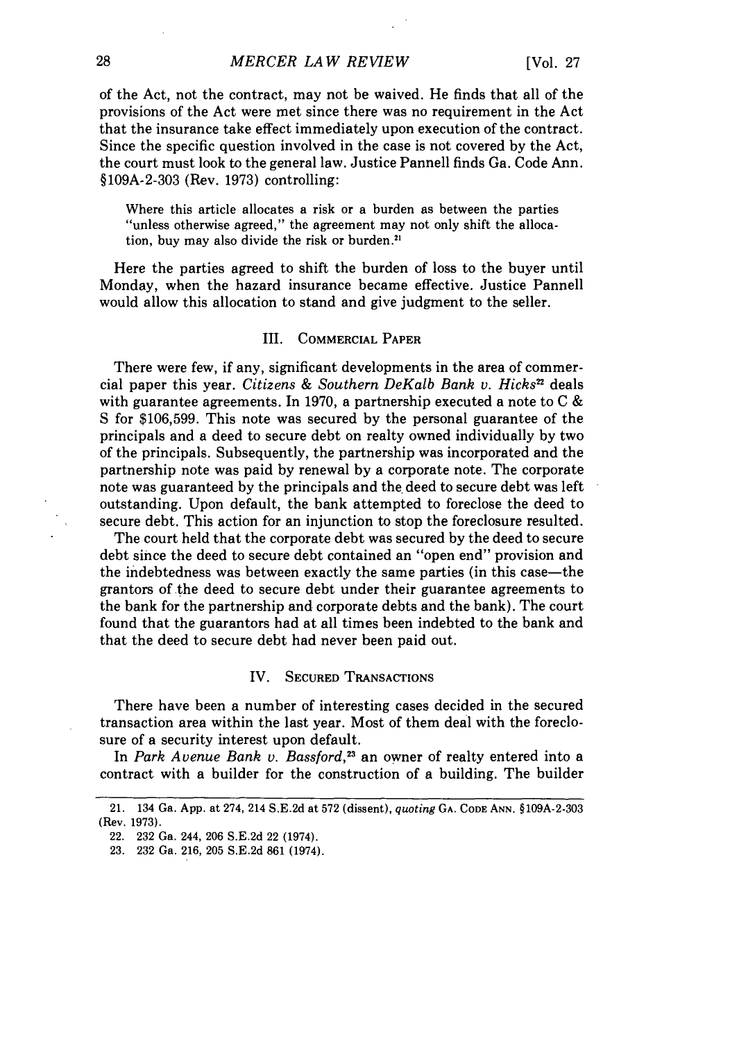of the Act, not the contract, may not be waived. He finds that all of the provisions of the Act were met since there was no requirement in the Act that the insurance take effect immediately upon execution of the contract. Since the specific question involved in the case is not covered by the Act, the court must look to the general law. Justice Pannell finds Ga. Code Ann. §109A-2-303 (Rev. 1973) controlling:

> Where this article allocates a risk or a burden as between the parties "unless otherwise agreed," the agreement may not only shift the allocation, buy may also divide the risk or burden.[21]

Here the parties agreed to shift the burden of loss to the buyer until Monday, when the hazard insurance became effective. Justice Pannell would allow this allocation to stand and give judgment to the seller.

## III. Commercial Paper

There were few, if any, significant developments in the area of commercial paper this year. *Citizens & Southern DeKalb Bank v. Hicks*[22] deals with guarantee agreements. In 1970, a partnership executed a note to C & S for $106,599. This note was secured by the personal guarantee of the principals and a deed to secure debt on realty owned individually by two of the principals. Subsequently, the partnership was incorporated and the partnership note was paid by renewal by a corporate note. The corporate note was guaranteed by the principals and the deed to secure debt was left outstanding. Upon default, the bank attempted to foreclose the deed to secure debt. This action for an injunction to stop the foreclosure resulted.

The court held that the corporate debt was secured by the deed to secure debt since the deed to secure debt contained an "open end" provision and the indebtedness was between exactly the same parties (in this case—the grantors of the deed to secure debt under their guarantee agreements to the bank for the partnership and corporate debts and the bank). The court found that the guarantors had at all times been indebted to the bank and that the deed to secure debt had never been paid out.

## IV. Secured Transactions

There have been a number of interesting cases decided in the secured transaction area within the last year. Most of them deal with the foreclosure of a security interest upon default.

In *Park Avenue Bank v. Bassford*,[23] an owner of realty entered into a contract with a builder for the construction of a building. The builder

---

21. 134 Ga. App. at 274, 214 S.E.2d at 572 (dissent), *quoting* Ga. Code Ann. §109A-2-303 (Rev. 1973).

22. 232 Ga. 244, 206 S.E.2d 22 (1974).

23. 232 Ga. 216, 205 S.E.2d 861 (1974).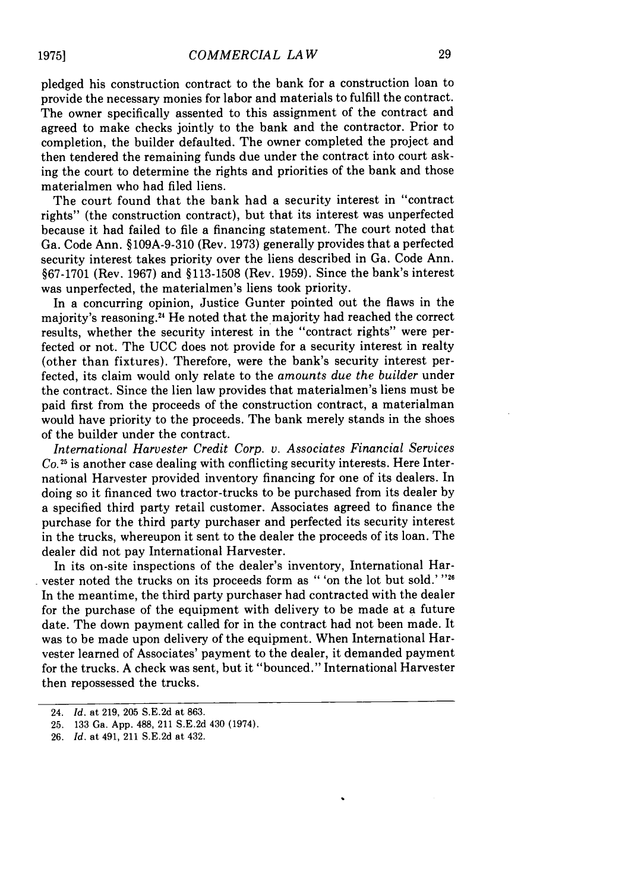pledged his construction contract to the bank for a construction loan to provide the necessary monies for labor and materials to fulfill the contract. The owner specifically assented to this assignment of the contract and agreed to make checks jointly to the bank and the contractor. Prior to completion, the builder defaulted. The owner completed the project and then tendered the remaining funds due under the contract into court asking the court to determine the rights and priorities of the bank and those materialmen who had filed liens.

The court found that the bank had a security interest in "contract rights" (the construction contract), but that its interest was unperfected because it had failed to file a financing statement. The court noted that Ga. Code Ann. §109A-9-310 (Rev. 1973) generally provides that a perfected security interest takes priority over the liens described in Ga. Code Ann. §67-1701 (Rev. 1967) and §113-1508 (Rev. 1959). Since the bank's interest was unperfected, the materialmen's liens took priority.

In a concurring opinion, Justice Gunter pointed out the flaws in the majority's reasoning.[24] He noted that the majority had reached the correct results, whether the security interest in the "contract rights" were perfected or not. The UCC does not provide for a security interest in realty (other than fixtures). Therefore, were the bank's security interest perfected, its claim would only relate to the *amounts due the builder* under the contract. Since the lien law provides that materialmen's liens must be paid first from the proceeds of the construction contract, a materialman would have priority to the proceeds. The bank merely stands in the shoes of the builder under the contract.

*International Harvester Credit Corp. v. Associates Financial Services Co.*[25] is another case dealing with conflicting security interests. Here International Harvester provided inventory financing for one of its dealers. In doing so it financed two tractor-trucks to be purchased from its dealer by a specified third party retail customer. Associates agreed to finance the purchase for the third party purchaser and perfected its security interest in the trucks, whereupon it sent to the dealer the proceeds of its loan. The dealer did not pay International Harvester.

In its on-site inspections of the dealer's inventory, International Harvester noted the trucks on its proceeds form as "'on the lot but sold.'"[26] In the meantime, the third party purchaser had contracted with the dealer for the purchase of the equipment with delivery to be made at a future date. The down payment called for in the contract had not been made. It was to be made upon delivery of the equipment. When International Harvester learned of Associates' payment to the dealer, it demanded payment for the trucks. A check was sent, but it "bounced." International Harvester then repossessed the trucks.

---

24. *Id.* at 219, 205 S.E.2d at 863.

25. 133 Ga. App. 488, 211 S.E.2d 430 (1974).

26. *Id.* at 491, 211 S.E.2d at 432.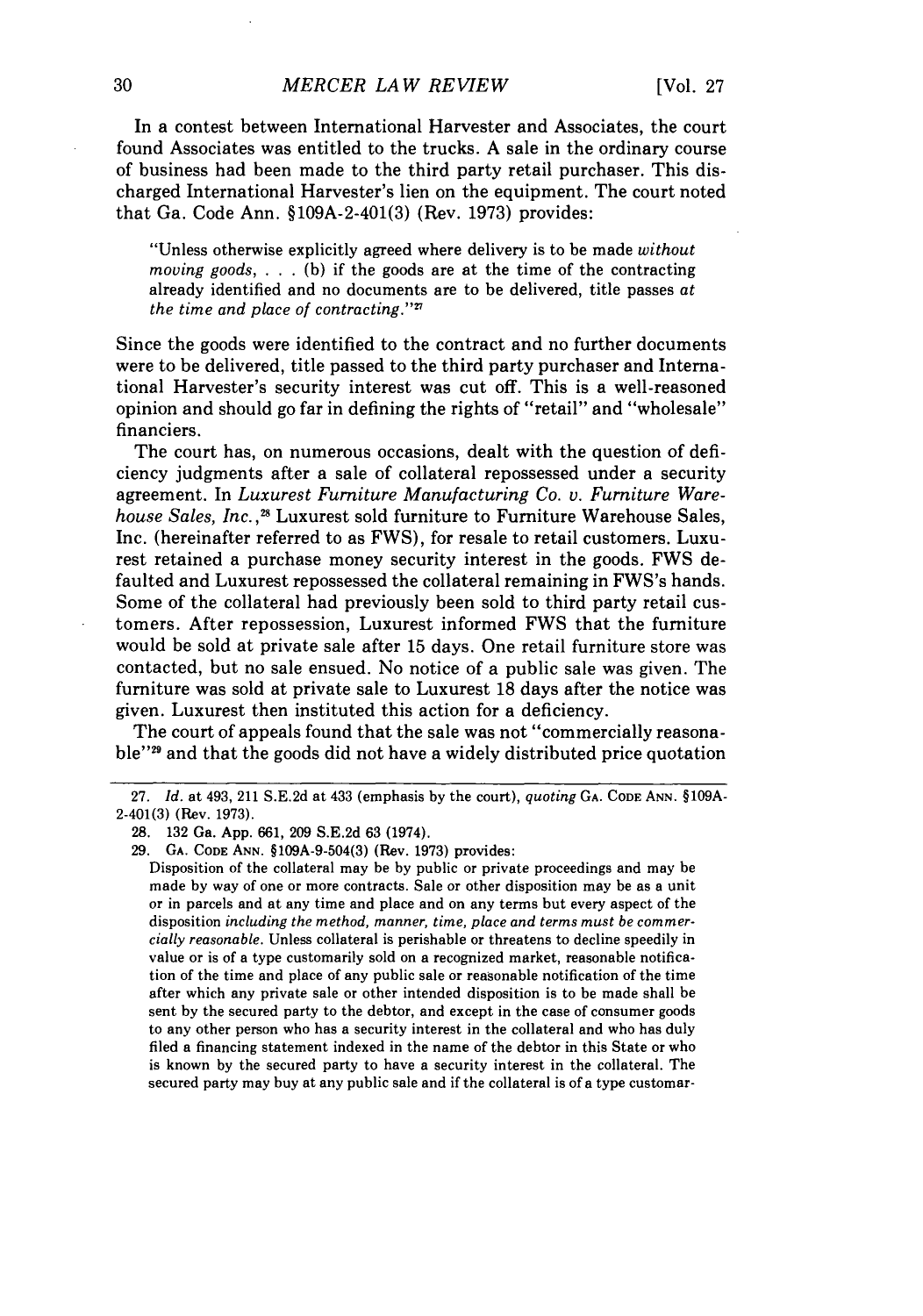In a contest between International Harvester and Associates, the court found Associates was entitled to the trucks. A sale in the ordinary course of business had been made to the third party retail purchaser. This discharged International Harvester's lien on the equipment. The court noted that Ga. Code Ann. §109A-2-401(3) (Rev. 1973) provides:

> "Unless otherwise explicitly agreed where delivery is to be made *without moving goods*, . . . (b) if the goods are at the time of the contracting already identified and no documents are to be delivered, title passes *at the time and place of contracting*."[27]

Since the goods were identified to the contract and no further documents were to be delivered, title passed to the third party purchaser and International Harvester's security interest was cut off. This is a well-reasoned opinion and should go far in defining the rights of "retail" and "wholesale" financiers.

The court has, on numerous occasions, dealt with the question of deficiency judgments after a sale of collateral repossessed under a security agreement. In *Luxurest Furniture Manufacturing Co. v. Furniture Warehouse Sales, Inc.*,[28] Luxurest sold furniture to Furniture Warehouse Sales, Inc. (hereinafter referred to as FWS), for resale to retail customers. Luxurest retained a purchase money security interest in the goods. FWS defaulted and Luxurest repossessed the collateral remaining in FWS's hands. Some of the collateral had previously been sold to third party retail customers. After repossession, Luxurest informed FWS that the furniture would be sold at private sale after 15 days. One retail furniture store was contacted, but no sale ensued. No notice of a public sale was given. The furniture was sold at private sale to Luxurest 18 days after the notice was given. Luxurest then instituted this action for a deficiency.

The court of appeals found that the sale was not "commercially reasonable"[29] and that the goods did not have a widely distributed price quotation

---

27. *Id.* at 493, 211 S.E.2d at 433 (emphasis by the court), *quoting* GA. CODE ANN. §109A-2-401(3) (Rev. 1973).

28. 132 Ga. App. 661, 209 S.E.2d 63 (1974).

29. GA. CODE ANN. §109A-9-504(3) (Rev. 1973) provides:

Disposition of the collateral may be by public or private proceedings and may be made by way of one or more contracts. Sale or other disposition may be as a unit or in parcels and at any time and place and on any terms but every aspect of the disposition *including the method, manner, time, place and terms must be commercially reasonable.* Unless collateral is perishable or threatens to decline speedily in value or is of a type customarily sold on a recognized market, reasonable notification of the time and place of any public sale or reasonable notification of the time after which any private sale or other intended disposition is to be made shall be sent by the secured party to the debtor, and except in the case of consumer goods to any other person who has a security interest in the collateral and who has duly filed a financing statement indexed in the name of the debtor in this State or who is known by the secured party to have a security interest in the collateral. The secured party may buy at any public sale and if the collateral is of a type customar-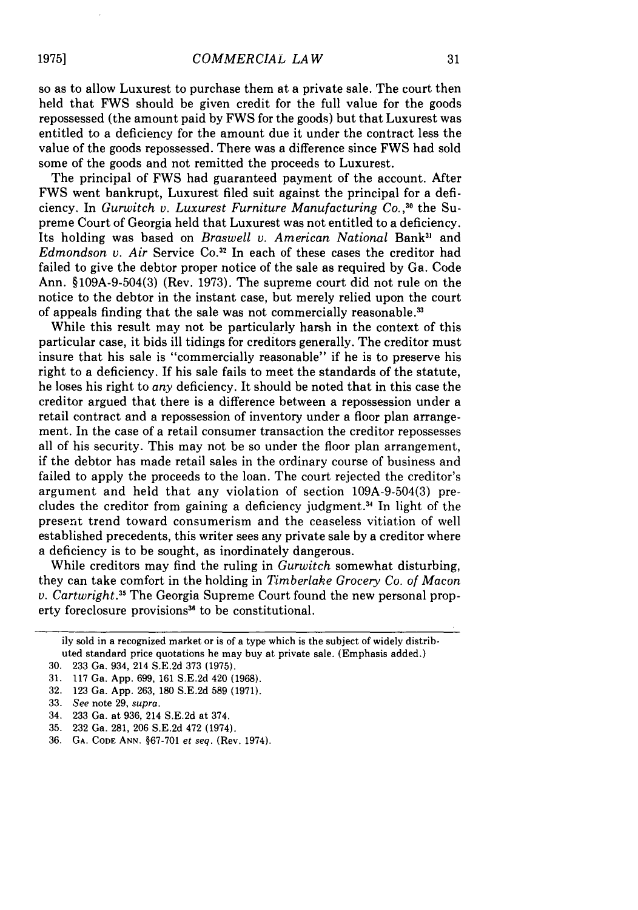so as to allow Luxurest to purchase them at a private sale. The court then held that FWS should be given credit for the full value for the goods repossessed (the amount paid by FWS for the goods) but that Luxurest was entitled to a deficiency for the amount due it under the contract less the value of the goods repossessed. There was a difference since FWS had sold some of the goods and not remitted the proceeds to Luxurest.

The principal of FWS had guaranteed payment of the account. After FWS went bankrupt, Luxurest filed suit against the principal for a deficiency. In *Gurwitch v. Luxurest Furniture Manufacturing Co.*,[30] the Supreme Court of Georgia held that Luxurest was not entitled to a deficiency. Its holding was based on *Braswell v. American National* Bank[31] and *Edmondson v. Air* Service Co.[32] In each of these cases the creditor had failed to give the debtor proper notice of the sale as required by Ga. Code Ann. §109A-9-504(3) (Rev. 1973). The supreme court did not rule on the notice to the debtor in the instant case, but merely relied upon the court of appeals finding that the sale was not commercially reasonable.[33]

While this result may not be particularly harsh in the context of this particular case, it bids ill tidings for creditors generally. The creditor must insure that his sale is "commercially reasonable" if he is to preserve his right to a deficiency. If his sale fails to meet the standards of the statute, he loses his right to *any* deficiency. It should be noted that in this case the creditor argued that there is a difference between a repossession under a retail contract and a repossession of inventory under a floor plan arrangement. In the case of a retail consumer transaction the creditor repossesses all of his security. This may not be so under the floor plan arrangement, if the debtor has made retail sales in the ordinary course of business and failed to apply the proceeds to the loan. The court rejected the creditor's argument and held that any violation of section 109A-9-504(3) precludes the creditor from gaining a deficiency judgment.[34] In light of the present trend toward consumerism and the ceaseless vitiation of well established precedents, this writer sees any private sale by a creditor where a deficiency is to be sought, as inordinately dangerous.

While creditors may find the ruling in *Gurwitch* somewhat disturbing, they can take comfort in the holding in *Timberlake Grocery Co. of Macon v. Cartwright*.[35] The Georgia Supreme Court found the new personal property foreclosure provisions[36] to be constitutional.

---

ily sold in a recognized market or is of a type which is the subject of widely distributed standard price quotations he may buy at private sale. (Emphasis added.)

30. 233 Ga. 934, 214 S.E.2d 373 (1975).
31. 117 Ga. App. 699, 161 S.E.2d 420 (1968).
32. 123 Ga. App. 263, 180 S.E.2d 589 (1971).
33. *See* note 29, *supra*.
34. 233 Ga. at 936, 214 S.E.2d at 374.
35. 232 Ga. 281, 206 S.E.2d 472 (1974).
36. GA. CODE ANN. §67-701 *et seq.* (Rev. 1974).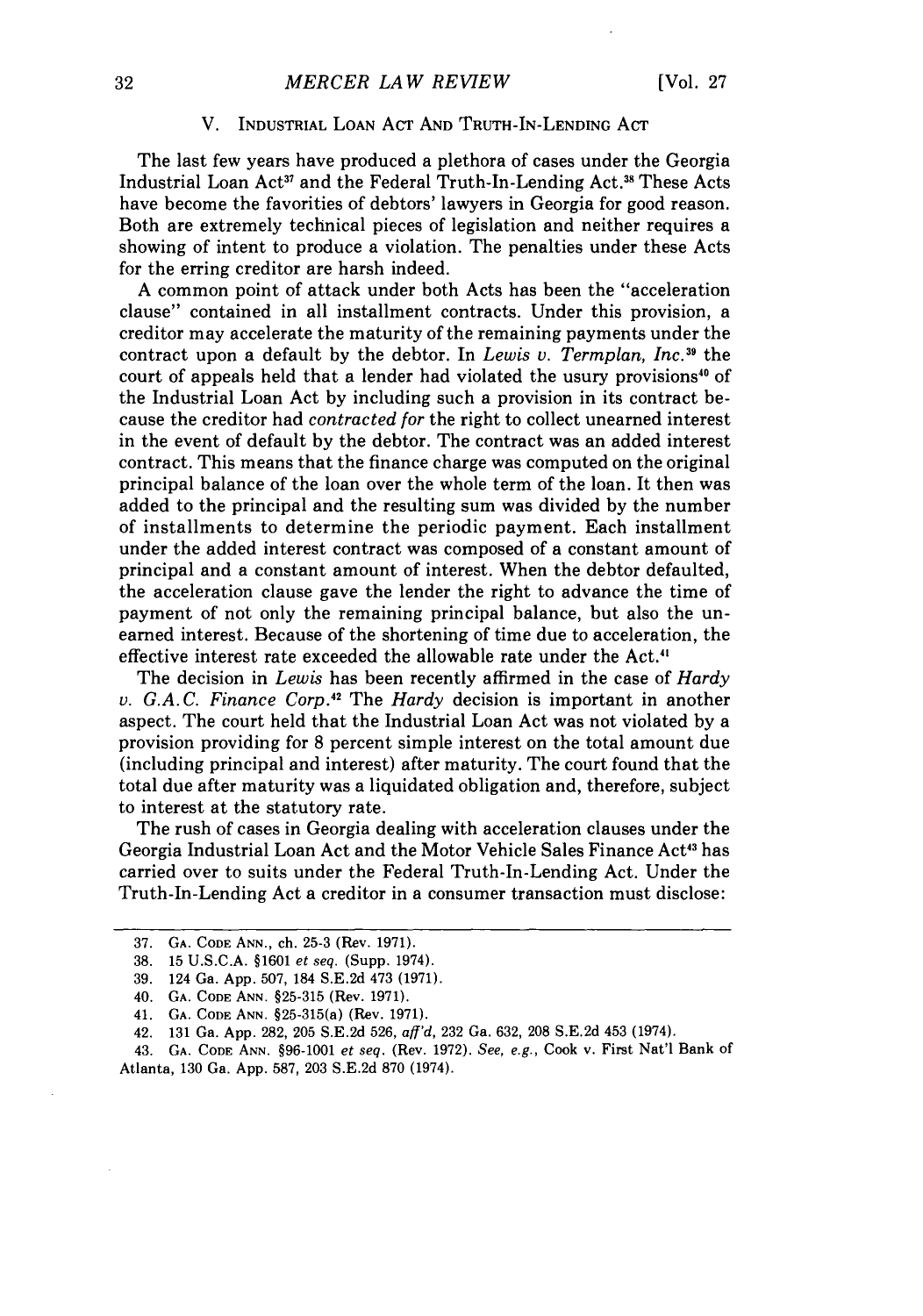## V. Industrial Loan Act And Truth-In-Lending Act

The last few years have produced a plethora of cases under the Georgia Industrial Loan Act[37] and the Federal Truth-In-Lending Act.[38] These Acts have become the favorities of debtors' lawyers in Georgia for good reason. Both are extremely technical pieces of legislation and neither requires a showing of intent to produce a violation. The penalties under these Acts for the erring creditor are harsh indeed.

A common point of attack under both Acts has been the "acceleration clause" contained in all installment contracts. Under this provision, a creditor may accelerate the maturity of the remaining payments under the contract upon a default by the debtor. In *Lewis v. Termplan, Inc.*[39] the court of appeals held that a lender had violated the usury provisions[40] of the Industrial Loan Act by including such a provision in its contract because the creditor had *contracted for* the right to collect unearned interest in the event of default by the debtor. The contract was an added interest contract. This means that the finance charge was computed on the original principal balance of the loan over the whole term of the loan. It then was added to the principal and the resulting sum was divided by the number of installments to determine the periodic payment. Each installment under the added interest contract was composed of a constant amount of principal and a constant amount of interest. When the debtor defaulted, the acceleration clause gave the lender the right to advance the time of payment of not only the remaining principal balance, but also the unearned interest. Because of the shortening of time due to acceleration, the effective interest rate exceeded the allowable rate under the Act.[41]

The decision in *Lewis* has been recently affirmed in the case of *Hardy v. G.A.C. Finance Corp.*[42] The *Hardy* decision is important in another aspect. The court held that the Industrial Loan Act was not violated by a provision providing for 8 percent simple interest on the total amount due (including principal and interest) after maturity. The court found that the total due after maturity was a liquidated obligation and, therefore, subject to interest at the statutory rate.

The rush of cases in Georgia dealing with acceleration clauses under the Georgia Industrial Loan Act and the Motor Vehicle Sales Finance Act[43] has carried over to suits under the Federal Truth-In-Lending Act. Under the Truth-In-Lending Act a creditor in a consumer transaction must disclose:

---

37. Ga. Code Ann., ch. 25-3 (Rev. 1971).

38. 15 U.S.C.A. §1601 *et seq.* (Supp. 1974).

39. 124 Ga. App. 507, 184 S.E.2d 473 (1971).

40. Ga. Code Ann. §25-315 (Rev. 1971).

41. Ga. Code Ann. §25-315(a) (Rev. 1971).

42. 131 Ga. App. 282, 205 S.E.2d 526, *aff'd*, 232 Ga. 632, 208 S.E.2d 453 (1974).

43. Ga. Code Ann. §96-1001 *et seq.* (Rev. 1972). *See, e.g.*, Cook v. First Nat'l Bank of Atlanta, 130 Ga. App. 587, 203 S.E.2d 870 (1974).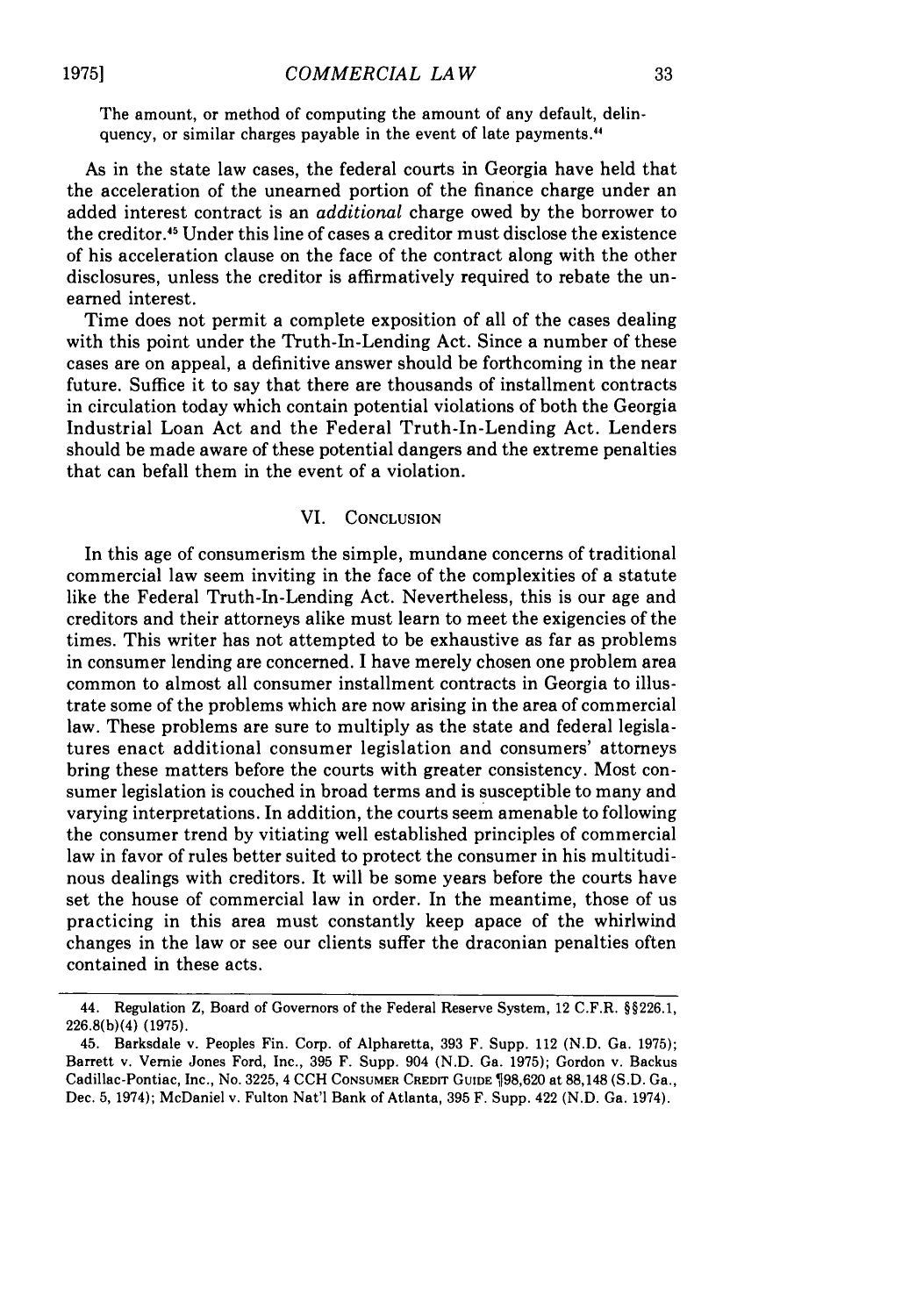The amount, or method of computing the amount of any default, delinquency, or similar charges payable in the event of late payments.[44]

As in the state law cases, the federal courts in Georgia have held that the acceleration of the unearned portion of the finance charge under an added interest contract is an *additional* charge owed by the borrower to the creditor.[45] Under this line of cases a creditor must disclose the existence of his acceleration clause on the face of the contract along with the other disclosures, unless the creditor is affirmatively required to rebate the unearned interest.

Time does not permit a complete exposition of all of the cases dealing with this point under the Truth-In-Lending Act. Since a number of these cases are on appeal, a definitive answer should be forthcoming in the near future. Suffice it to say that there are thousands of installment contracts in circulation today which contain potential violations of both the Georgia Industrial Loan Act and the Federal Truth-In-Lending Act. Lenders should be made aware of these potential dangers and the extreme penalties that can befall them in the event of a violation.

## VI. Conclusion

In this age of consumerism the simple, mundane concerns of traditional commercial law seem inviting in the face of the complexities of a statute like the Federal Truth-In-Lending Act. Nevertheless, this is our age and creditors and their attorneys alike must learn to meet the exigencies of the times. This writer has not attempted to be exhaustive as far as problems in consumer lending are concerned. I have merely chosen one problem area common to almost all consumer installment contracts in Georgia to illustrate some of the problems which are now arising in the area of commercial law. These problems are sure to multiply as the state and federal legislatures enact additional consumer legislation and consumers' attorneys bring these matters before the courts with greater consistency. Most consumer legislation is couched in broad terms and is susceptible to many and varying interpretations. In addition, the courts seem amenable to following the consumer trend by vitiating well established principles of commercial law in favor of rules better suited to protect the consumer in his multitudinous dealings with creditors. It will be some years before the courts have set the house of commercial law in order. In the meantime, those of us practicing in this area must constantly keep apace of the whirlwind changes in the law or see our clients suffer the draconian penalties often contained in these acts.

---

44. Regulation Z, Board of Governors of the Federal Reserve System, 12 C.F.R. §§226.1, 226.8(b)(4) (1975).

45. Barksdale v. Peoples Fin. Corp. of Alpharetta, 393 F. Supp. 112 (N.D. Ga. 1975); Barrett v. Vernie Jones Ford, Inc., 395 F. Supp. 904 (N.D. Ga. 1975); Gordon v. Backus Cadillac-Pontiac, Inc., No. 3225, 4 CCH Consumer Credit Guide ¶98,620 at 88,148 (S.D. Ga., Dec. 5, 1974); McDaniel v. Fulton Nat'l Bank of Atlanta, 395 F. Supp. 422 (N.D. Ga. 1974).